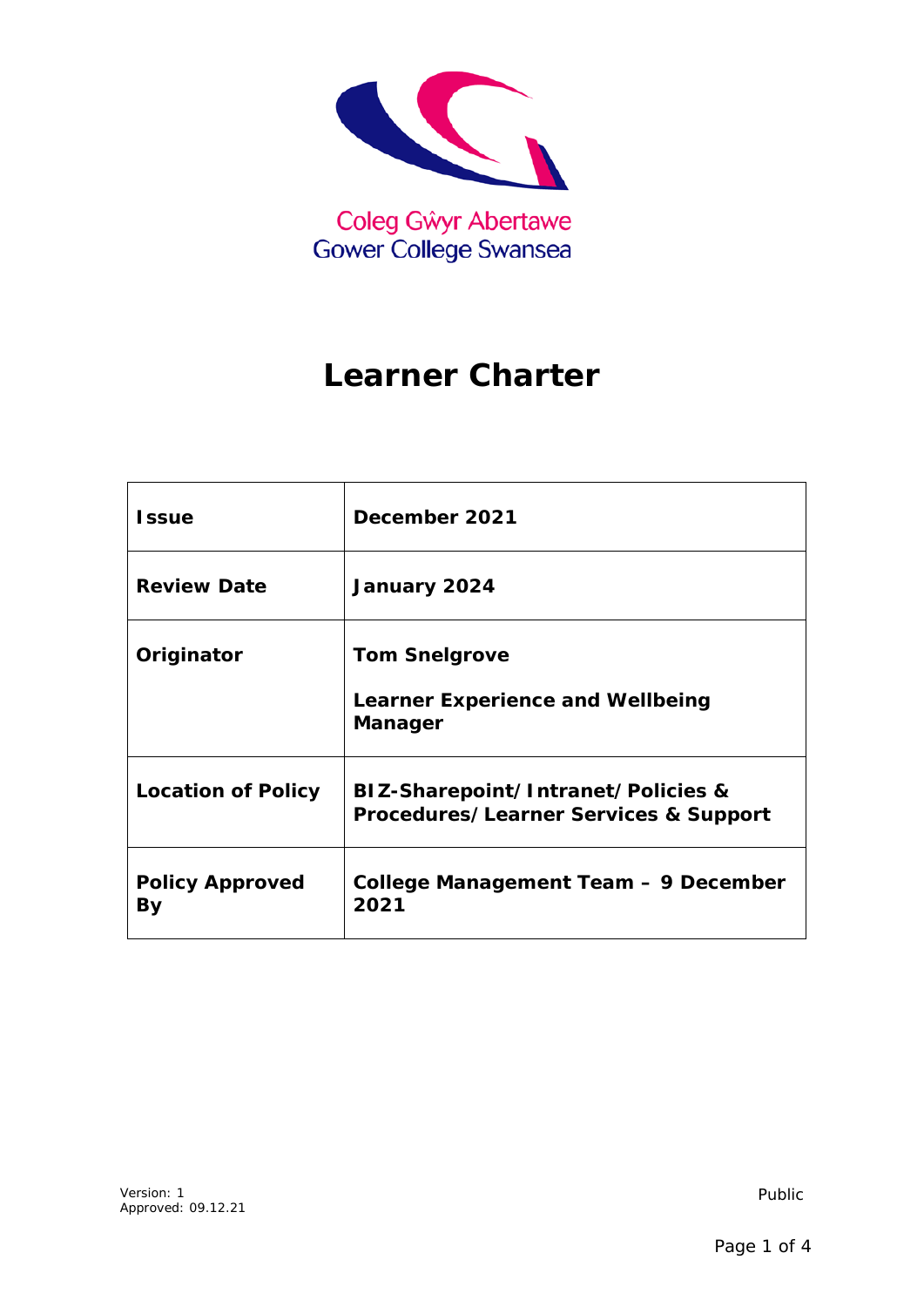Coleg Gŵyr Abertawe
Gower College Swansea

# Learner Charter

| **Issue** | **December 2021** |
|---|---|
| **Review Date** | **January 2024** |
| **Originator** | **Tom Snelgrove**<br><br>**Learner Experience and Wellbeing Manager** |
| **Location of Policy** | **BIZ-Sharepoint/Intranet/Policies & Procedures/Learner Services & Support** |
| **Policy Approved By** | **College Management Team – 9 December 2021** |

Version: 1
Approved: 09.12.21

Public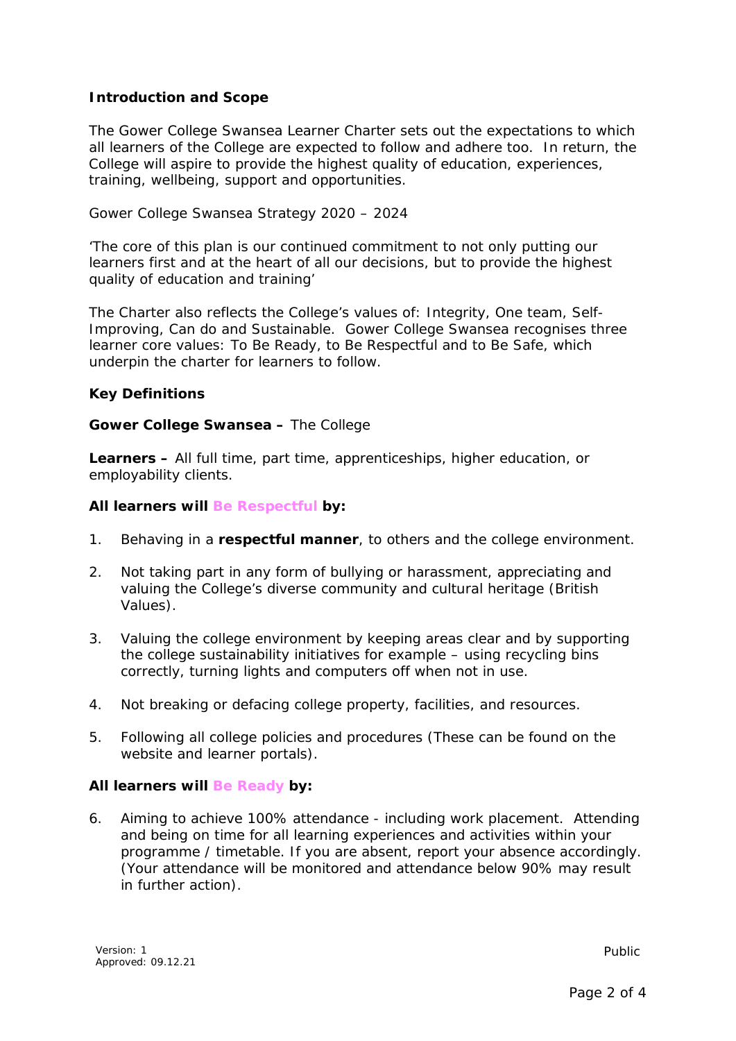**Introduction and Scope**

The Gower College Swansea Learner Charter sets out the expectations to which all learners of the College are expected to follow and adhere too. In return, the College will aspire to provide the highest quality of education, experiences, training, wellbeing, support and opportunities.

Gower College Swansea Strategy 2020 – 2024

'The core of this plan is our continued commitment to not only putting our learners first and at the heart of all our decisions, but to provide the highest quality of education and training'

The Charter also reflects the College's values of: Integrity, One team, Self-Improving, Can do and Sustainable. Gower College Swansea recognises three learner core values: To Be Ready, to Be Respectful and to Be Safe, which underpin the charter for learners to follow.

**Key Definitions**

**Gower College Swansea –** The College

**Learners –** All full time, part time, apprenticeships, higher education, or employability clients.

**All learners will Be Respectful by:**

1. Behaving in a **respectful manner**, to others and the college environment.

2. Not taking part in any form of bullying or harassment, appreciating and valuing the College's diverse community and cultural heritage (British Values).

3. Valuing the college environment by keeping areas clear and by supporting the college sustainability initiatives for example – using recycling bins correctly, turning lights and computers off when not in use.

4. Not breaking or defacing college property, facilities, and resources.

5. Following all college policies and procedures (These can be found on the website and learner portals).

**All learners will Be Ready by:**

6. Aiming to achieve 100% attendance - including work placement. Attending and being on time for all learning experiences and activities within your programme / timetable. If you are absent, report your absence accordingly. (Your attendance will be monitored and attendance below 90% may result in further action).

Version: 1
Approved: 09.12.21

Public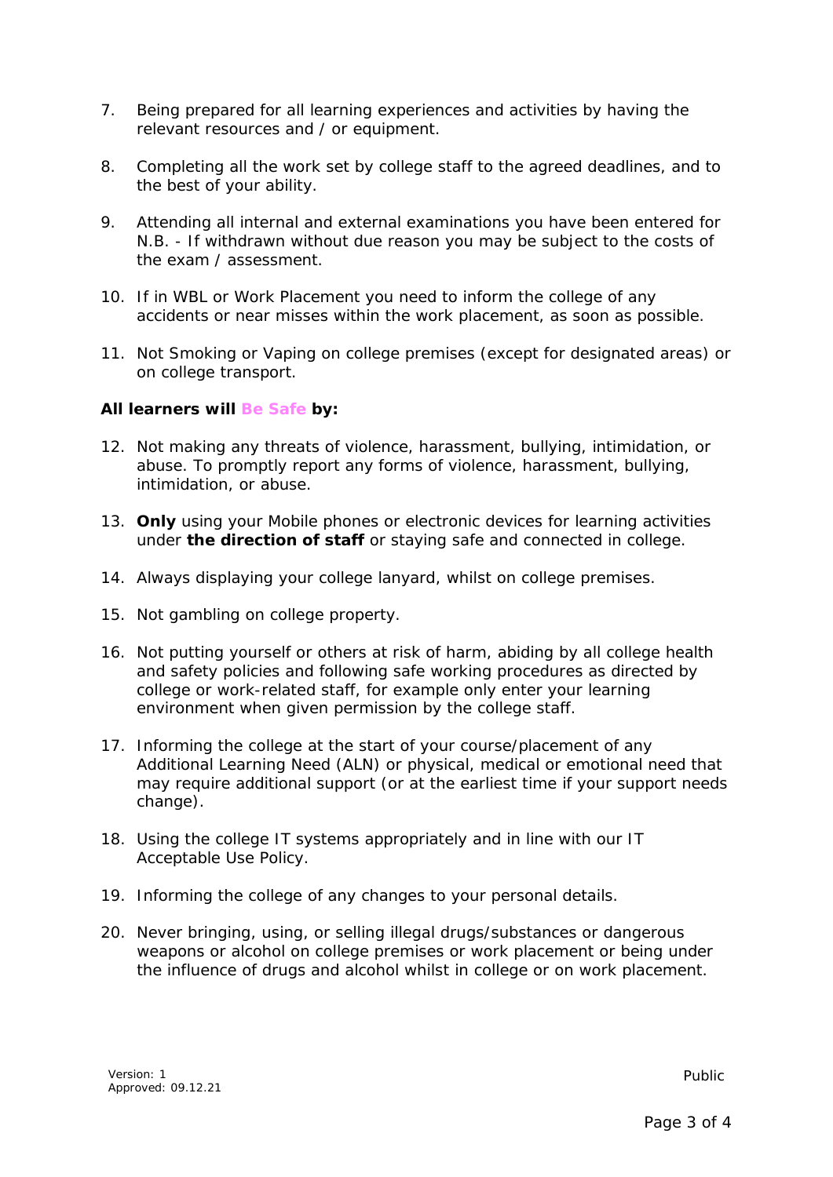7. Being prepared for all learning experiences and activities by having the relevant resources and / or equipment.

8. Completing all the work set by college staff to the agreed deadlines, and to the best of your ability.

9. Attending all internal and external examinations you have been entered for N.B. - If withdrawn without due reason you may be subject to the costs of the exam / assessment.

10. If in WBL or Work Placement you need to inform the college of any accidents or near misses within the work placement, as soon as possible.

11. Not Smoking or Vaping on college premises (except for designated areas) or on college transport.

**All learners will Be Safe by:**

12. Not making any threats of violence, harassment, bullying, intimidation, or abuse. To promptly report any forms of violence, harassment, bullying, intimidation, or abuse.

13. **Only** using your Mobile phones or electronic devices for learning activities under **the direction of staff** or staying safe and connected in college.

14. Always displaying your college lanyard, whilst on college premises.

15. Not gambling on college property.

16. Not putting yourself or others at risk of harm, abiding by all college health and safety policies and following safe working procedures as directed by college or work-related staff, for example only enter your learning environment when given permission by the college staff.

17. Informing the college at the start of your course/placement of any Additional Learning Need (ALN) or physical, medical or emotional need that may require additional support (or at the earliest time if your support needs change).

18. Using the college IT systems appropriately and in line with our IT Acceptable Use Policy.

19. Informing the college of any changes to your personal details.

20. Never bringing, using, or selling illegal drugs/substances or dangerous weapons or alcohol on college premises or work placement or being under the influence of drugs and alcohol whilst in college or on work placement.

Version: 1
Approved: 09.12.21

Public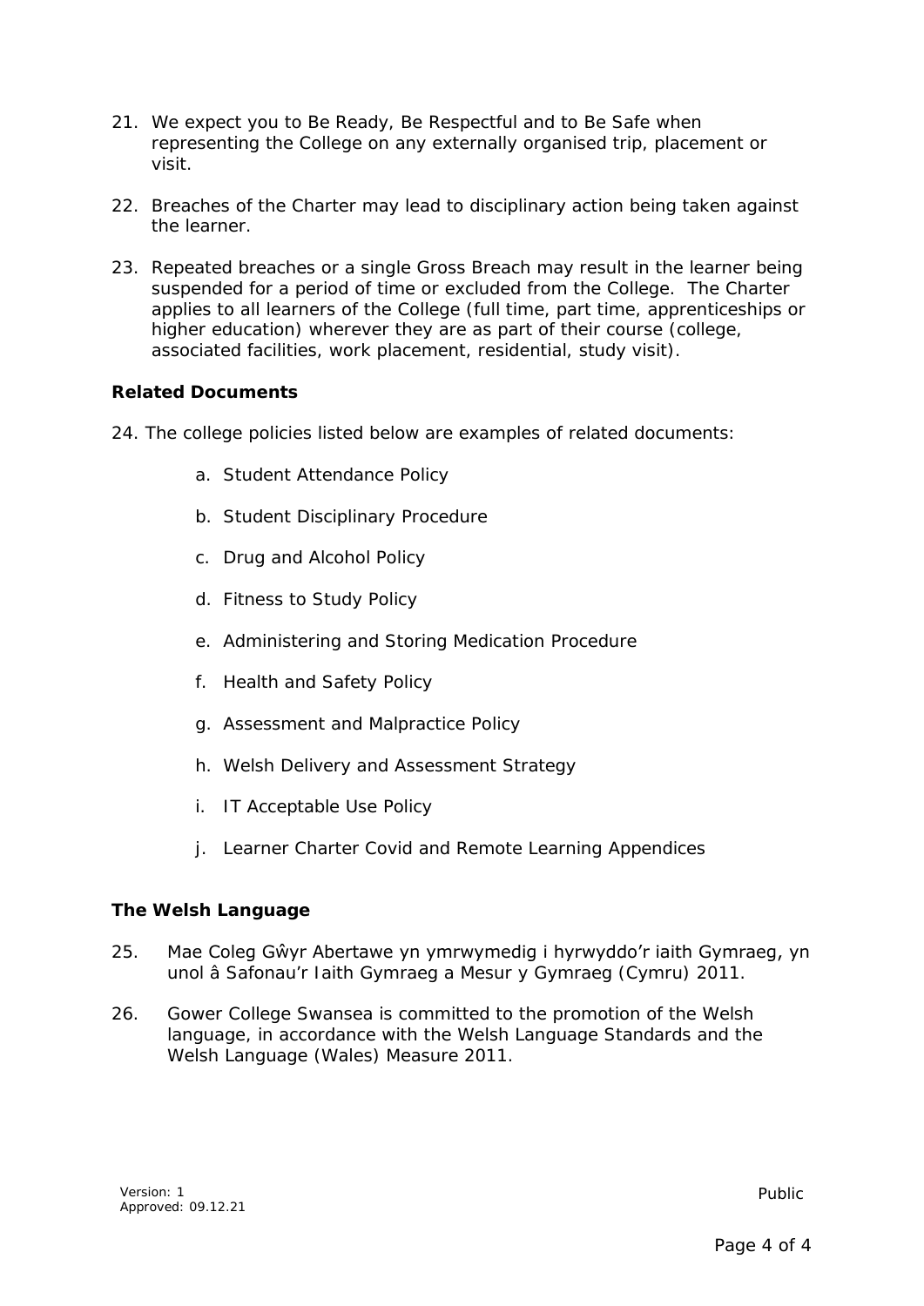21. We expect you to Be Ready, Be Respectful and to Be Safe when representing the College on any externally organised trip, placement or visit.

22. Breaches of the Charter may lead to disciplinary action being taken against the learner.

23. Repeated breaches or a single Gross Breach may result in the learner being suspended for a period of time or excluded from the College. The Charter applies to all learners of the College (full time, part time, apprenticeships or higher education) wherever they are as part of their course (college, associated facilities, work placement, residential, study visit).

**Related Documents**

24. The college policies listed below are examples of related documents:

    a. Student Attendance Policy
    b. Student Disciplinary Procedure
    c. Drug and Alcohol Policy
    d. Fitness to Study Policy
    e. Administering and Storing Medication Procedure
    f. Health and Safety Policy
    g. Assessment and Malpractice Policy
    h. Welsh Delivery and Assessment Strategy
    i. IT Acceptable Use Policy
    j. Learner Charter Covid and Remote Learning Appendices

**The Welsh Language**

25. Mae Coleg Gŵyr Abertawe yn ymrwymedig i hyrwyddo'r iaith Gymraeg, yn unol â Safonau'r Iaith Gymraeg a Mesur y Gymraeg (Cymru) 2011.

26. Gower College Swansea is committed to the promotion of the Welsh language, in accordance with the Welsh Language Standards and the Welsh Language (Wales) Measure 2011.

Version: 1
Approved: 09.12.21

Public